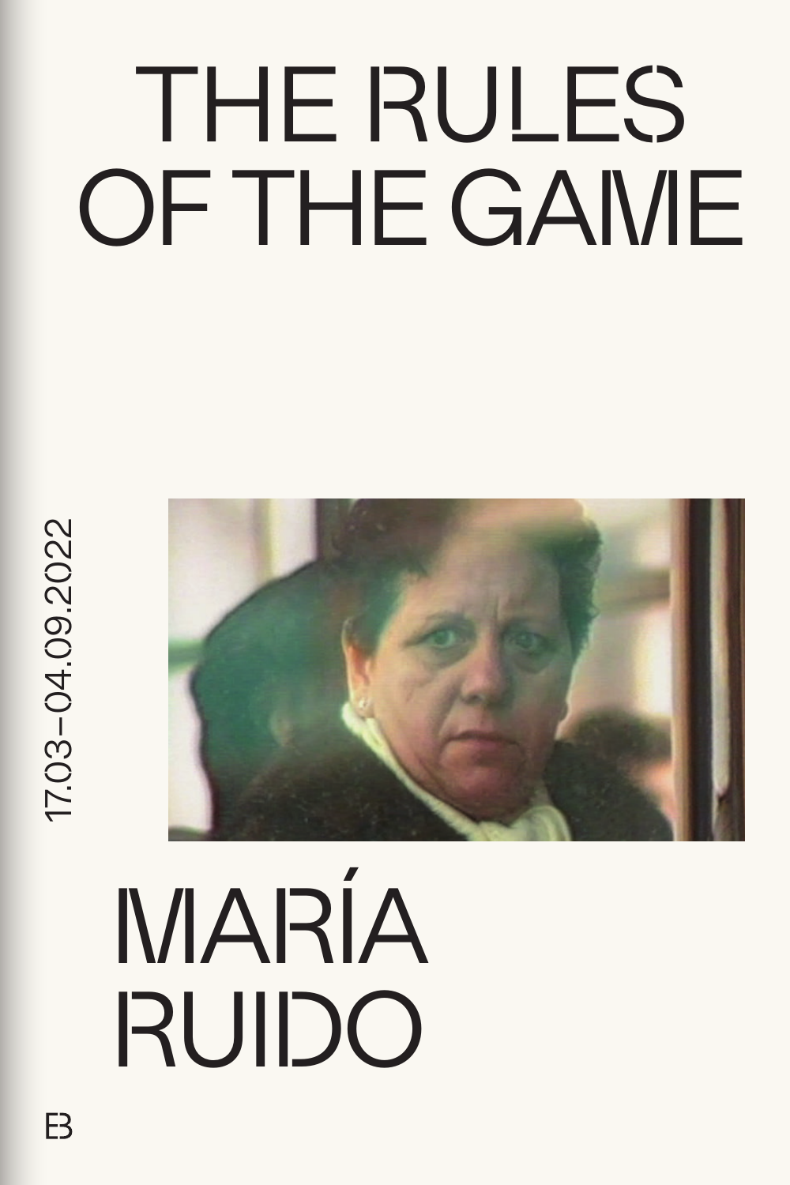# THE RULES OF THE GAME

17.03–04.09.2022

# MARÍA RUIDO

EB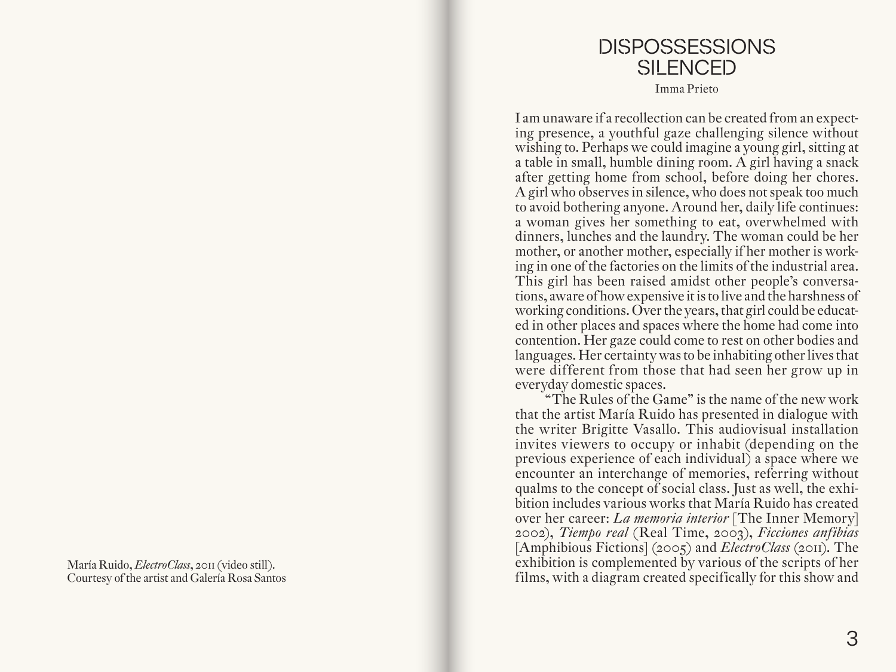María Ruido, *ElectroClass*, 2011 (video still). Courtesy of the artist and Galería Rosa Santos

# DISPOSSESSIONS SILENCED

Imma Prieto

I am unaware if a recollection can be created from an expecting presence, a youthful gaze challenging silence without wishing to. Perhaps we could imagine a young girl, sitting at a table in small, humble dining room. A girl having a snack after getting home from school, before doing her chores. A girl who observes in silence, who does not speak too much to avoid bothering anyone. Around her, daily life continues: a woman gives her something to eat, overwhelmed with dinners, lunches and the laundry. The woman could be her mother, or another mother, especially if her mother is working in one of the factories on the limits of the industrial area. This girl has been raised amidst other people's conversations, aware of how expensive it is to live and the harshness of working conditions. Over the years, that girl could be educated in other places and spaces where the home had come into contention. Her gaze could come to rest on other bodies and languages. Her certainty was to be inhabiting other lives that were different from those that had seen her grow up in everyday domestic spaces.

"The Rules of the Game" is the name of the new work that the artist María Ruido has presented in dialogue with the writer Brigitte Vasallo. This audiovisual installation invites viewers to occupy or inhabit (depending on the previous experience of each individual) a space where we encounter an interchange of memories, referring without qualms to the concept of social class. Just as well, the exhibition includes various works that María Ruido has created over her career: *La memoria interior* [The Inner Memory] 2002), *Tiempo real* (Real Time, 2003), *Ficciones anfibias* [Amphibious Fictions] (2005) and *ElectroClass* (2011). The exhibition is complemented by various of the scripts of her films, with a diagram created specifically for this show and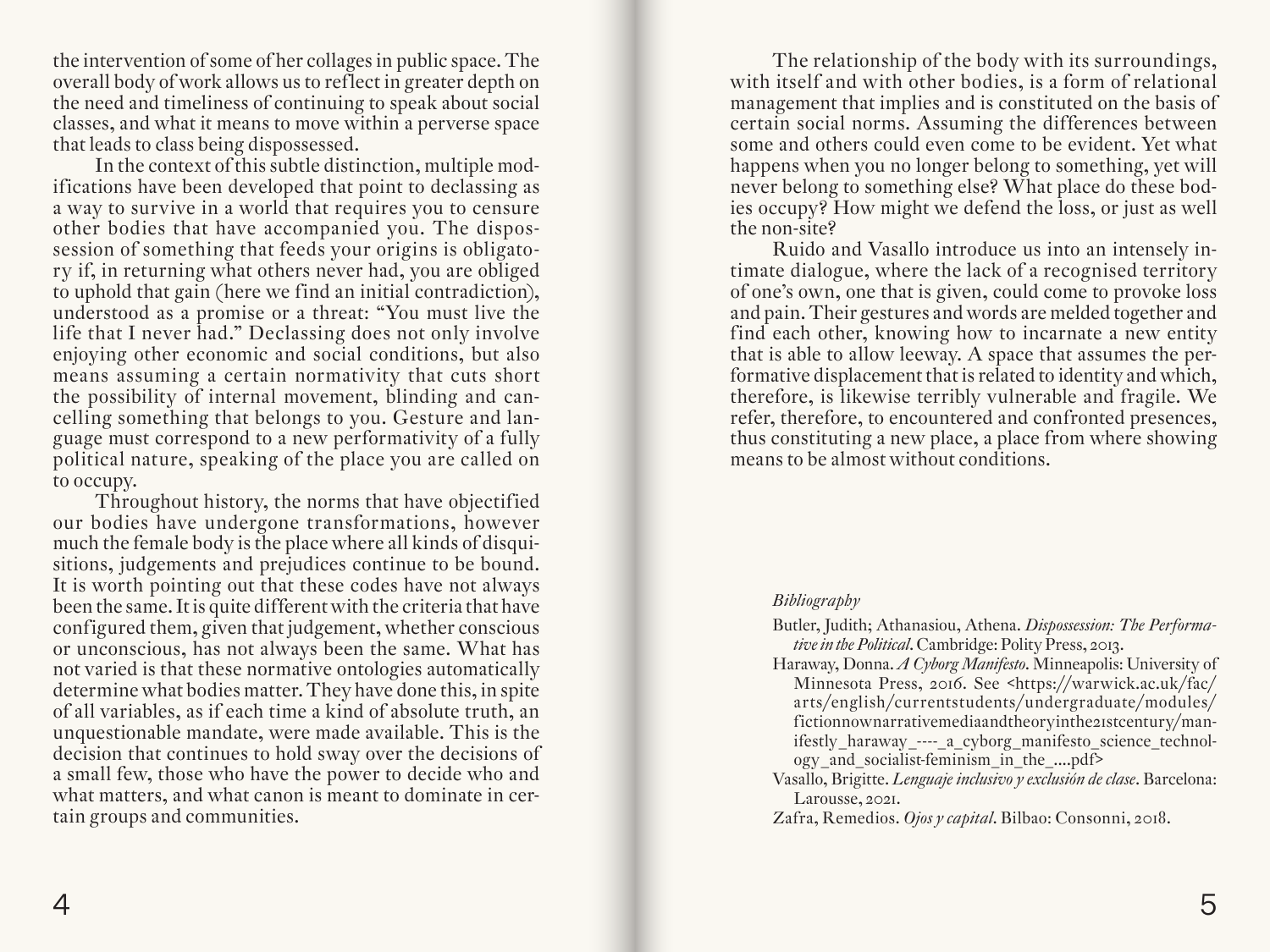the intervention of some of her collages in public space. The overall body of work allows us to reflect in greater depth on the need and timeliness of continuing to speak about social classes, and what it means to move within a perverse space that leads to class being dispossessed.

In the context of this subtle distinction, multiple modifications have been developed that point to declassing as a way to survive in a world that requires you to censure other bodies that have accompanied you. The dispossession of something that feeds your origins is obligatory if, in returning what others never had, you are obliged to uphold that gain (here we find an initial contradiction), understood as a promise or a threat: "You must live the life that I never had." Declassing does not only involve enjoying other economic and social conditions, but also means assuming a certain normativity that cuts short the possibility of internal movement, blinding and cancelling something that belongs to you. Gesture and language must correspond to a new performativity of a fully political nature, speaking of the place you are called on to occupy.

Throughout history, the norms that have objectified our bodies have undergone transformations, however much the female body is the place where all kinds of disquisitions, judgements and prejudices continue to be bound. It is worth pointing out that these codes have not always been the same. It is quite different with the criteria that have configured them, given that judgement, whether conscious or unconscious, has not always been the same. What has not varied is that these normative ontologies automatically determine what bodies matter. They have done this, in spite of all variables, as if each time a kind of absolute truth, an unquestionable mandate, were made available. This is the decision that continues to hold sway over the decisions of a small few, those who have the power to decide who and what matters, and what canon is meant to dominate in certain groups and communities.

The relationship of the body with its surroundings, with itself and with other bodies, is a form of relational management that implies and is constituted on the basis of certain social norms. Assuming the differences between some and others could even come to be evident. Yet what happens when you no longer belong to something, yet will never belong to something else? What place do these bodies occupy? How might we defend the loss, or just as well the non-site?

Ruido and Vasallo introduce us into an intensely intimate dialogue, where the lack of a recognised territory of one's own, one that is given, could come to provoke loss and pain. Their gestures and words are melded together and find each other, knowing how to incarnate a new entity that is able to allow leeway. A space that assumes the performative displacement that is related to identity and which, therefore, is likewise terribly vulnerable and fragile. We refer, therefore, to encountered and confronted presences, thus constituting a new place, a place from where showing means to be almost without conditions.

*Bibliography*

Butler, Judith; Athanasiou, Athena. *Dispossession: The Performative in the Political*. Cambridge: Polity Press, 2013.

Haraway, Donna. *A Cyborg Manifesto*. Minneapolis: University of Minnesota Press, 2016. See <https://warwick.ac.uk/fac/arts/english/currentstudents/undergraduate/modules/fictionnownarrativemediaandtheoryinthe21stcentury/manifestly_haraway_----_a_cyborg_manifesto_science_technology_and_socialist-feminism_in_the_....pdf>

Vasallo, Brigitte. *Lenguaje inclusivo y exclusión de clase*. Barcelona: Larousse, 2021.

Zafra, Remedios. *Ojos y capital*. Bilbao: Consonni, 2018.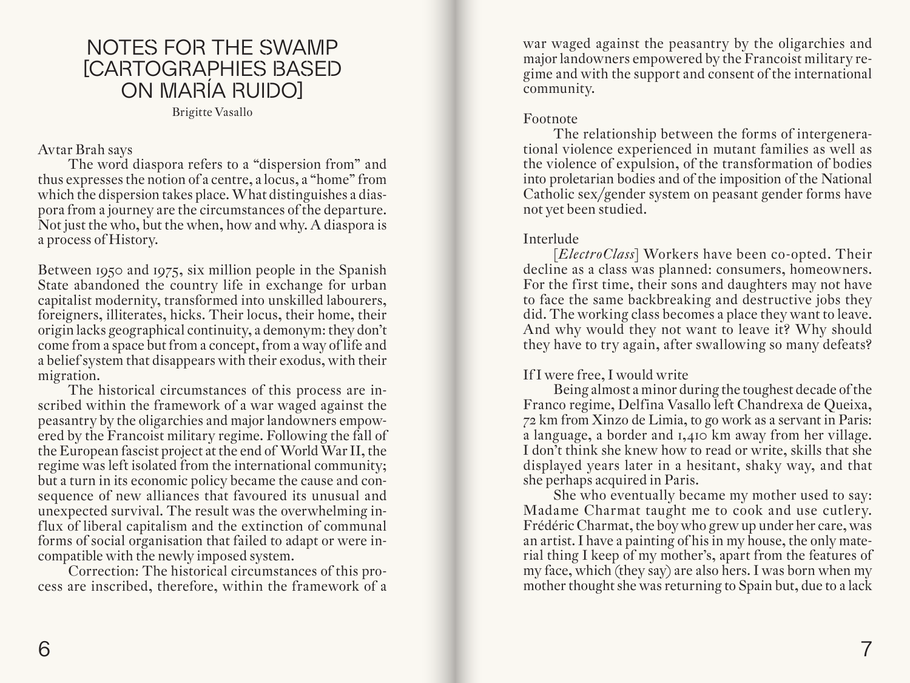# NOTES FOR THE SWAMP [CARTOGRAPHIES BASED ON MARÍA RUIDO]

Brigitte Vasallo

Avtar Brah says

The word diaspora refers to a "dispersion from" and thus expresses the notion of a centre, a locus, a "home" from which the dispersion takes place. What distinguishes a diaspora from a journey are the circumstances of the departure. Not just the who, but the when, how and why. A diaspora is a process of History.

Between 1950 and 1975, six million people in the Spanish State abandoned the country life in exchange for urban capitalist modernity, transformed into unskilled labourers, foreigners, illiterates, hicks. Their locus, their home, their origin lacks geographical continuity, a demonym: they don't come from a space but from a concept, from a way of life and a belief system that disappears with their exodus, with their migration.

The historical circumstances of this process are inscribed within the framework of a war waged against the peasantry by the oligarchies and major landowners empowered by the Francoist military regime. Following the fall of the European fascist project at the end of World War II, the regime was left isolated from the international community; but a turn in its economic policy became the cause and consequence of new alliances that favoured its unusual and unexpected survival. The result was the overwhelming influx of liberal capitalism and the extinction of communal forms of social organisation that failed to adapt or were incompatible with the newly imposed system.

Correction: The historical circumstances of this process are inscribed, therefore, within the framework of a war waged against the peasantry by the oligarchies and major landowners empowered by the Francoist military regime and with the support and consent of the international community.

Footnote

The relationship between the forms of intergenerational violence experienced in mutant families as well as the violence of expulsion, of the transformation of bodies into proletarian bodies and of the imposition of the National Catholic sex/gender system on peasant gender forms have not yet been studied.

Interlude

[*ElectroClass*] Workers have been co-opted. Their decline as a class was planned: consumers, homeowners. For the first time, their sons and daughters may not have to face the same backbreaking and destructive jobs they did. The working class becomes a place they want to leave. And why would they not want to leave it? Why should they have to try again, after swallowing so many defeats?

If I were free, I would write

Being almost a minor during the toughest decade of the Franco regime, Delfina Vasallo left Chandrexa de Queixa, 72 km from Xinzo de Limia, to go work as a servant in Paris: a language, a border and 1,410 km away from her village. I don't think she knew how to read or write, skills that she displayed years later in a hesitant, shaky way, and that she perhaps acquired in Paris.

She who eventually became my mother used to say: Madame Charmat taught me to cook and use cutlery. Frédéric Charmat, the boy who grew up under her care, was an artist. I have a painting of his in my house, the only material thing I keep of my mother's, apart from the features of my face, which (they say) are also hers. I was born when my mother thought she was returning to Spain but, due to a lack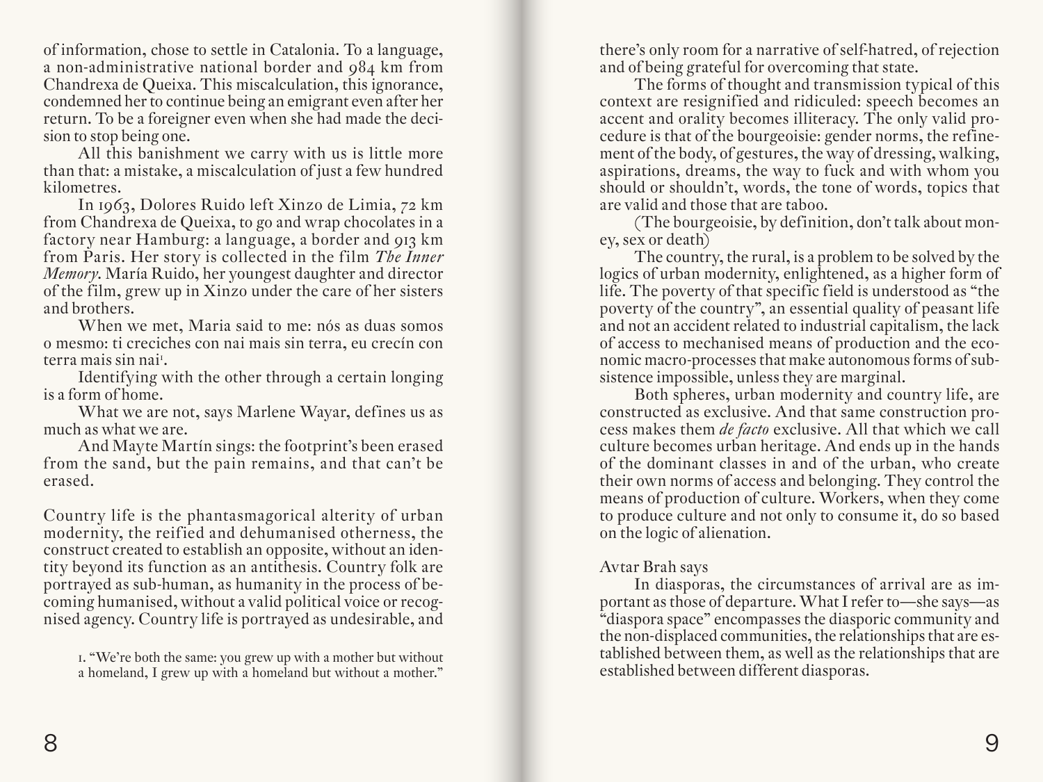of information, chose to settle in Catalonia. To a language, a non-administrative national border and 984 km from Chandrexa de Queixa. This miscalculation, this ignorance, condemned her to continue being an emigrant even after her return. To be a foreigner even when she had made the decision to stop being one.

All this banishment we carry with us is little more than that: a mistake, a miscalculation of just a few hundred kilometres.

In 1963, Dolores Ruido left Xinzo de Limia, 72 km from Chandrexa de Queixa, to go and wrap chocolates in a factory near Hamburg: a language, a border and 913 km from Paris. Her story is collected in the film *The Inner Memory*. María Ruido, her youngest daughter and director of the film, grew up in Xinzo under the care of her sisters and brothers.

When we met, Maria said to me: nós as duas somos o mesmo: ti creciches con nai mais sin terra, eu crecín con terra mais sin nai[1].

Identifying with the other through a certain longing is a form of home.

What we are not, says Marlene Wayar, defines us as much as what we are.

And Mayte Martín sings: the footprint's been erased from the sand, but the pain remains, and that can't be erased.

Country life is the phantasmagorical alterity of urban modernity, the reified and dehumanised otherness, the construct created to establish an opposite, without an identity beyond its function as an antithesis. Country folk are portrayed as sub-human, as humanity in the process of becoming humanised, without a valid political voice or recognised agency. Country life is portrayed as undesirable, and there's only room for a narrative of self-hatred, of rejection and of being grateful for overcoming that state.

The forms of thought and transmission typical of this context are resignified and ridiculed: speech becomes an accent and orality becomes illiteracy. The only valid procedure is that of the bourgeoisie: gender norms, the refinement of the body, of gestures, the way of dressing, walking, aspirations, dreams, the way to fuck and with whom you should or shouldn't, words, the tone of words, topics that are valid and those that are taboo.

(The bourgeoisie, by definition, don't talk about money, sex or death)

The country, the rural, is a problem to be solved by the logics of urban modernity, enlightened, as a higher form of life. The poverty of that specific field is understood as "the poverty of the country", an essential quality of peasant life and not an accident related to industrial capitalism, the lack of access to mechanised means of production and the economic macro-processes that make autonomous forms of subsistence impossible, unless they are marginal.

Both spheres, urban modernity and country life, are constructed as exclusive. And that same construction process makes them *de facto* exclusive. All that which we call culture becomes urban heritage. And ends up in the hands of the dominant classes in and of the urban, who create their own norms of access and belonging. They control the means of production of culture. Workers, when they come to produce culture and not only to consume it, do so based on the logic of alienation.

Avtar Brah says

In diasporas, the circumstances of arrival are as important as those of departure. What I refer to—she says—as "diaspora space" encompasses the diasporic community and the non-displaced communities, the relationships that are established between them, as well as the relationships that are established between different diasporas.

---

1. "We're both the same: you grew up with a mother but without a homeland, I grew up with a homeland but without a mother."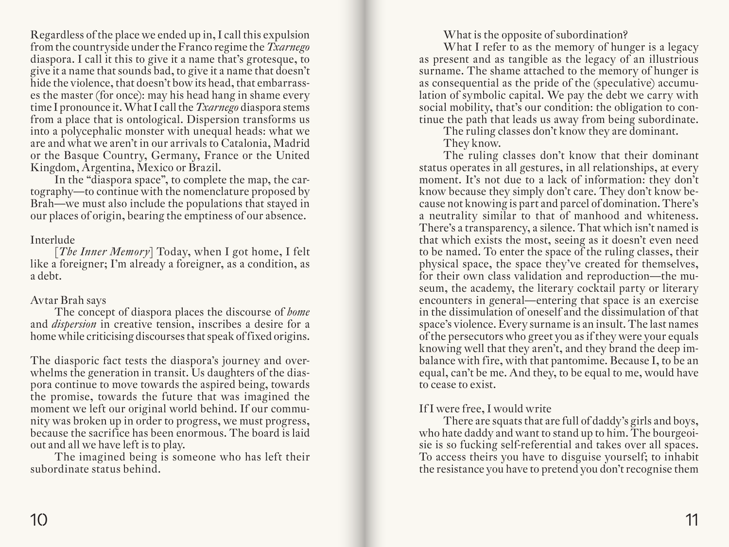Regardless of the place we ended up in, I call this expulsion from the countryside under the Franco regime the *Txarnego* diaspora. I call it this to give it a name that's grotesque, to give it a name that sounds bad, to give it a name that doesn't hide the violence, that doesn't bow its head, that embarrasses the master (for once): may his head hang in shame every time I pronounce it. What I call the *Txarnego* diaspora stems from a place that is ontological. Dispersion transforms us into a polycephalic monster with unequal heads: what we are and what we aren't in our arrivals to Catalonia, Madrid or the Basque Country, Germany, France or the United Kingdom, Argentina, Mexico or Brazil.

In the "diaspora space", to complete the map, the cartography—to continue with the nomenclature proposed by Brah—we must also include the populations that stayed in our places of origin, bearing the emptiness of our absence.

Interlude

[*The Inner Memory*] Today, when I got home, I felt like a foreigner; I'm already a foreigner, as a condition, as a debt.

Avtar Brah says

The concept of diaspora places the discourse of *home* and *dispersion* in creative tension, inscribes a desire for a home while criticising discourses that speak of fixed origins.

The diasporic fact tests the diaspora's journey and overwhelms the generation in transit. Us daughters of the diaspora continue to move towards the aspired being, towards the promise, towards the future that was imagined the moment we left our original world behind. If our community was broken up in order to progress, we must progress, because the sacrifice has been enormous. The board is laid out and all we have left is to play.

The imagined being is someone who has left their subordinate status behind.

What is the opposite of subordination?

What I refer to as the memory of hunger is a legacy as present and as tangible as the legacy of an illustrious surname. The shame attached to the memory of hunger is as consequential as the pride of the (speculative) accumulation of symbolic capital. We pay the debt we carry with social mobility, that's our condition: the obligation to continue the path that leads us away from being subordinate.

The ruling classes don't know they are dominant.

They know.

The ruling classes don't know that their dominant status operates in all gestures, in all relationships, at every moment. It's not due to a lack of information: they don't know because they simply don't care. They don't know because not knowing is part and parcel of domination. There's a neutrality similar to that of manhood and whiteness. There's a transparency, a silence. That which isn't named is that which exists the most, seeing as it doesn't even need to be named. To enter the space of the ruling classes, their physical space, the space they've created for themselves, for their own class validation and reproduction—the museum, the academy, the literary cocktail party or literary encounters in general—entering that space is an exercise in the dissimulation of oneself and the dissimulation of that space's violence. Every surname is an insult. The last names of the persecutors who greet you as if they were your equals knowing well that they aren't, and they brand the deep imbalance with fire, with that pantomime. Because I, to be an equal, can't be me. And they, to be equal to me, would have to cease to exist.

If I were free, I would write

There are squats that are full of daddy's girls and boys, who hate daddy and want to stand up to him. The bourgeoisie is so fucking self-referential and takes over all spaces. To access theirs you have to disguise yourself; to inhabit the resistance you have to pretend you don't recognise them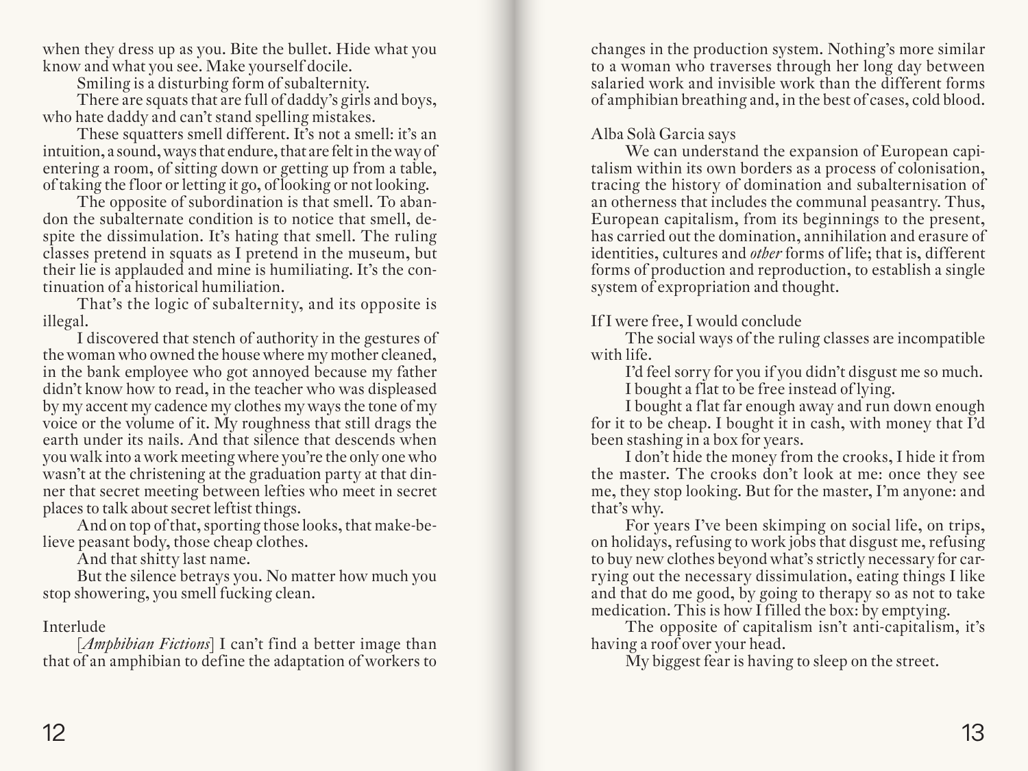when they dress up as you. Bite the bullet. Hide what you know and what you see. Make yourself docile.

Smiling is a disturbing form of subalternity.

There are squats that are full of daddy's girls and boys, who hate daddy and can't stand spelling mistakes.

These squatters smell different. It's not a smell: it's an intuition, a sound, ways that endure, that are felt in the way of entering a room, of sitting down or getting up from a table, of taking the floor or letting it go, of looking or not looking.

The opposite of subordination is that smell. To abandon the subalternate condition is to notice that smell, despite the dissimulation. It's hating that smell. The ruling classes pretend in squats as I pretend in the museum, but their lie is applauded and mine is humiliating. It's the continuation of a historical humiliation.

That's the logic of subalternity, and its opposite is illegal.

I discovered that stench of authority in the gestures of the woman who owned the house where my mother cleaned, in the bank employee who got annoyed because my father didn't know how to read, in the teacher who was displeased by my accent my cadence my clothes my ways the tone of my voice or the volume of it. My roughness that still drags the earth under its nails. And that silence that descends when you walk into a work meeting where you're the only one who wasn't at the christening at the graduation party at that dinner that secret meeting between lefties who meet in secret places to talk about secret leftist things.

And on top of that, sporting those looks, that make-believe peasant body, those cheap clothes.

And that shitty last name.

But the silence betrays you. No matter how much you stop showering, you smell fucking clean.

Interlude

[*Amphibian Fictions*] I can't find a better image than that of an amphibian to define the adaptation of workers to changes in the production system. Nothing's more similar to a woman who traverses through her long day between salaried work and invisible work than the different forms of amphibian breathing and, in the best of cases, cold blood.

Alba Solà Garcia says

We can understand the expansion of European capitalism within its own borders as a process of colonisation, tracing the history of domination and subalternisation of an otherness that includes the communal peasantry. Thus, European capitalism, from its beginnings to the present, has carried out the domination, annihilation and erasure of identities, cultures and *other* forms of life; that is, different forms of production and reproduction, to establish a single system of expropriation and thought.

If I were free, I would conclude

The social ways of the ruling classes are incompatible with life.

I'd feel sorry for you if you didn't disgust me so much.

I bought a flat to be free instead of lying.

I bought a flat far enough away and run down enough for it to be cheap. I bought it in cash, with money that I'd been stashing in a box for years.

I don't hide the money from the crooks, I hide it from the master. The crooks don't look at me: once they see me, they stop looking. But for the master, I'm anyone: and that's why.

For years I've been skimping on social life, on trips, on holidays, refusing to work jobs that disgust me, refusing to buy new clothes beyond what's strictly necessary for carrying out the necessary dissimulation, eating things I like and that do me good, by going to therapy so as not to take medication. This is how I filled the box: by emptying.

The opposite of capitalism isn't anti-capitalism, it's having a roof over your head.

My biggest fear is having to sleep on the street.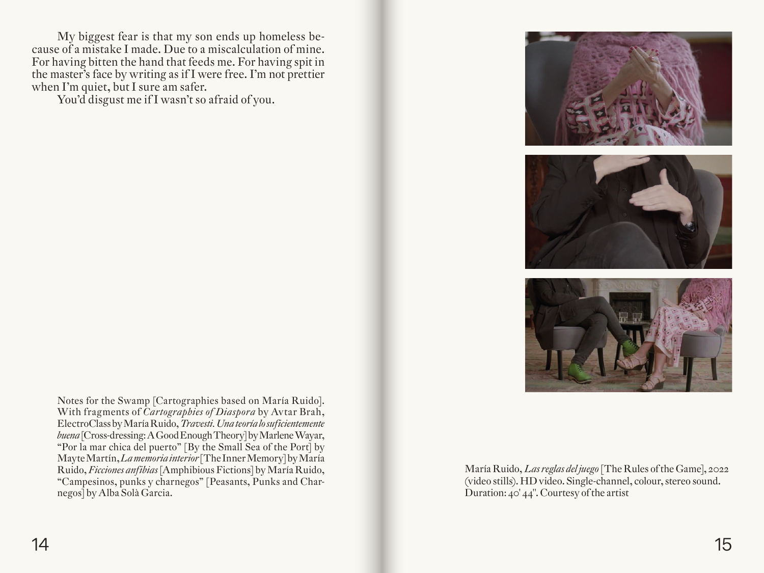My biggest fear is that my son ends up homeless because of a mistake I made. Due to a miscalculation of mine. For having bitten the hand that feeds me. For having spit in the master's face by writing as if I were free. I'm not prettier when I'm quiet, but I sure am safer.

You'd disgust me if I wasn't so afraid of you.

Notes for the Swamp [Cartographies based on María Ruido]. With fragments of *Cartographies of Diaspora* by Avtar Brah, ElectroClass by María Ruido, *Travesti. Una teoría lo suficientemente buena* [Cross-dressing: A Good Enough Theory] by Marlene Wayar, "Por la mar chica del puerto" [By the Small Sea of the Port] by Mayte Martín, *La memoria interior* [The Inner Memory] by María Ruido, *Ficciones anfibias* [Amphibious Fictions] by María Ruido, "Campesinos, punks y charnegos" [Peasants, Punks and Charnegos] by Alba Solà Garcia.

María Ruido, *Las reglas del juego* [The Rules of the Game], 2022 (video stills). HD video. Single-channel, colour, stereo sound. Duration: 40' 44". Courtesy of the artist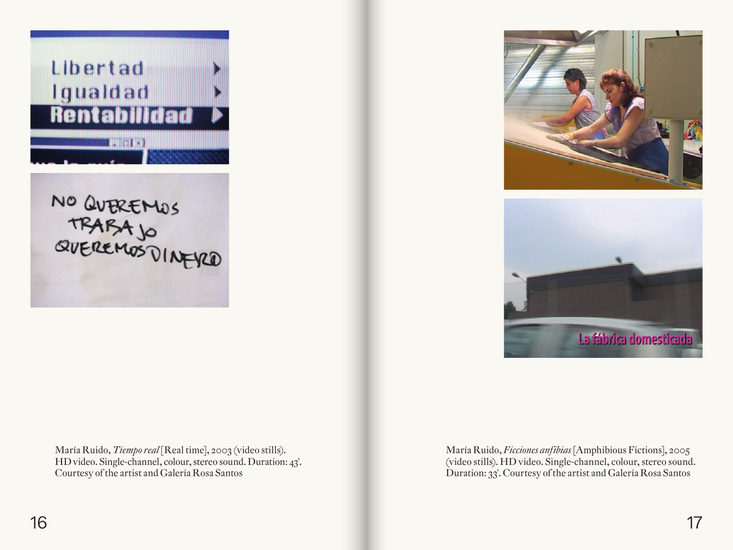María Ruido, *Tiempo real* [Real time], 2003 (video stills). HD video. Single-channel, colour, stereo sound. Duration: 43'. Courtesy of the artist and Galería Rosa Santos

María Ruido, *Ficciones anfibias* [Amphibious Fictions], 2005 (video stills). HD video. Single-channel, colour, stereo sound. Duration: 33'. Courtesy of the artist and Galería Rosa Santos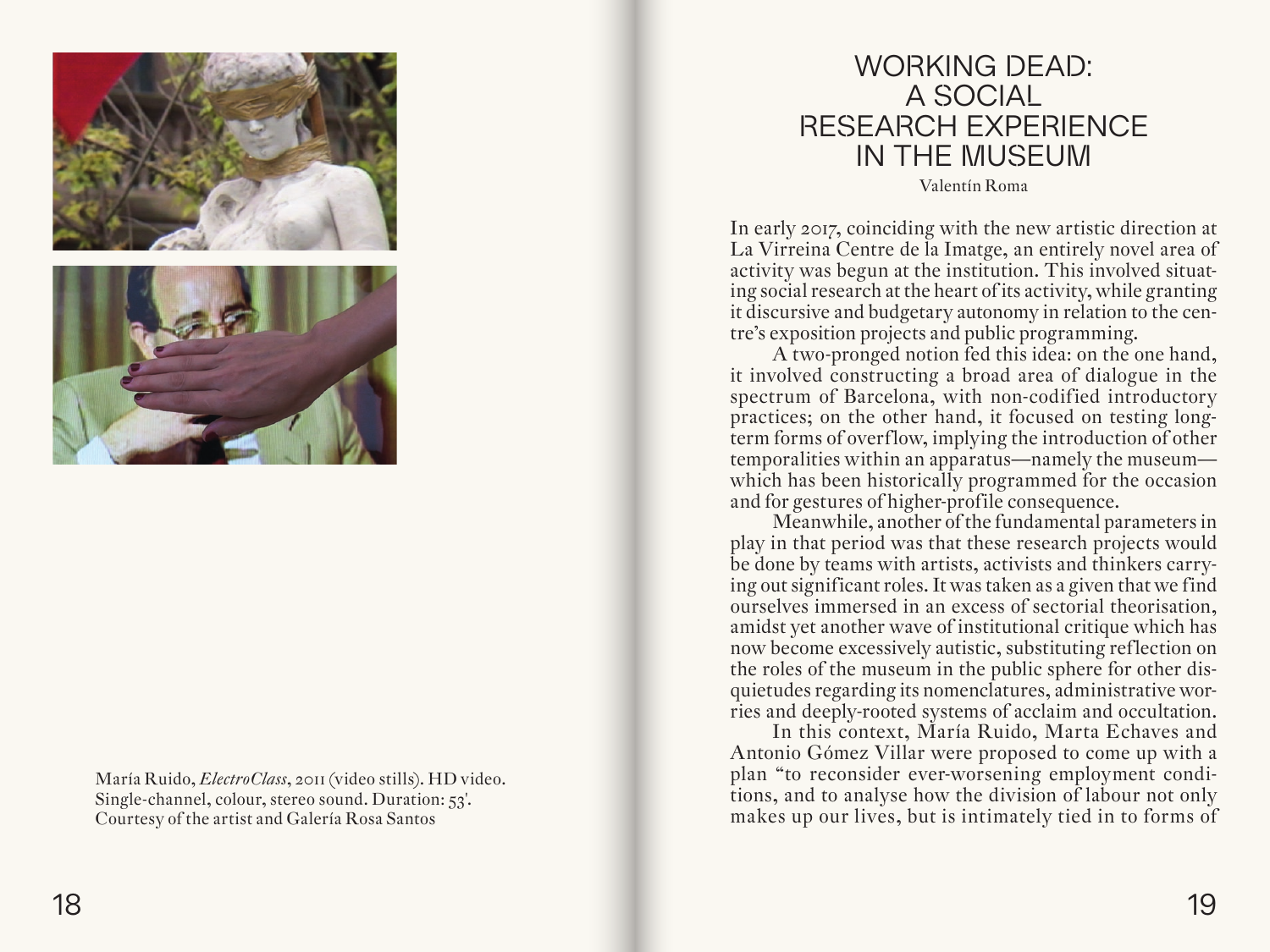María Ruido, *ElectroClass*, 2011 (video stills). HD video. Single-channel, colour, stereo sound. Duration: 53'. Courtesy of the artist and Galería Rosa Santos

# WORKING DEAD: A SOCIAL RESEARCH EXPERIENCE IN THE MUSEUM

Valentín Roma

In early 2017, coinciding with the new artistic direction at La Virreina Centre de la Imatge, an entirely novel area of activity was begun at the institution. This involved situating social research at the heart of its activity, while granting it discursive and budgetary autonomy in relation to the centre's exposition projects and public programming.

A two-pronged notion fed this idea: on the one hand, it involved constructing a broad area of dialogue in the spectrum of Barcelona, with non-codified introductory practices; on the other hand, it focused on testing long-term forms of overflow, implying the introduction of other temporalities within an apparatus—namely the museum—which has been historically programmed for the occasion and for gestures of higher-profile consequence.

Meanwhile, another of the fundamental parameters in play in that period was that these research projects would be done by teams with artists, activists and thinkers carrying out significant roles. It was taken as a given that we find ourselves immersed in an excess of sectorial theorisation, amidst yet another wave of institutional critique which has now become excessively autistic, substituting reflection on the roles of the museum in the public sphere for other disquietudes regarding its nomenclatures, administrative worries and deeply-rooted systems of acclaim and occultation.

In this context, María Ruido, Marta Echaves and Antonio Gómez Villar were proposed to come up with a plan "to reconsider ever-worsening employment conditions, and to analyse how the division of labour not only makes up our lives, but is intimately tied in to forms of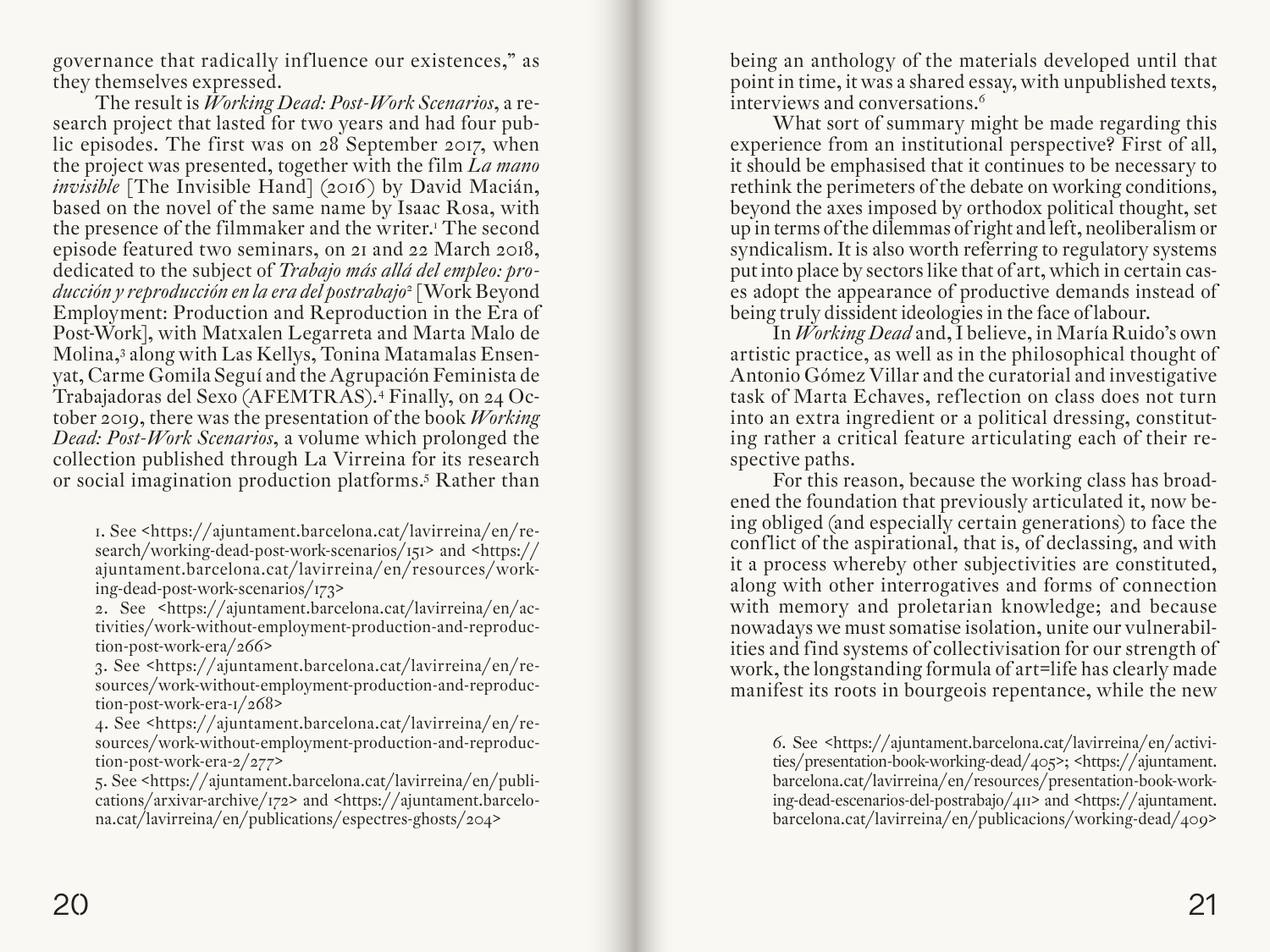governance that radically influence our existences," as they themselves expressed.

The result is *Working Dead: Post-Work Scenarios*, a research project that lasted for two years and had four public episodes. The first was on 28 September 2017, when the project was presented, together with the film *La mano invisible* [The Invisible Hand] (2016) by David Macián, based on the novel of the same name by Isaac Rosa, with the presence of the filmmaker and the writer.[1] The second episode featured two seminars, on 21 and 22 March 2018, dedicated to the subject of *Trabajo más allá del empleo: producción y reproducción en la era del postrabajo*[2] [Work Beyond Employment: Production and Reproduction in the Era of Post-Work], with Matxalen Legarreta and Marta Malo de Molina,[3] along with Las Kellys, Tonina Matamalas Ensenyat, Carme Gomila Seguí and the Agrupación Feminista de Trabajadoras del Sexo (AFEMTRAS).[4] Finally, on 24 October 2019, there was the presentation of the book *Working Dead: Post-Work Scenarios*, a volume which prolonged the collection published through La Virreina for its research or social imagination production platforms.[5] Rather than being an anthology of the materials developed until that point in time, it was a shared essay, with unpublished texts, interviews and conversations.[6]

What sort of summary might be made regarding this experience from an institutional perspective? First of all, it should be emphasised that it continues to be necessary to rethink the perimeters of the debate on working conditions, beyond the axes imposed by orthodox political thought, set up in terms of the dilemmas of right and left, neoliberalism or syndicalism. It is also worth referring to regulatory systems put into place by sectors like that of art, which in certain cases adopt the appearance of productive demands instead of being truly dissident ideologies in the face of labour.

In *Working Dead* and, I believe, in María Ruido's own artistic practice, as well as in the philosophical thought of Antonio Gómez Villar and the curatorial and investigative task of Marta Echaves, reflection on class does not turn into an extra ingredient or a political dressing, constituting rather a critical feature articulating each of their respective paths.

For this reason, because the working class has broadened the foundation that previously articulated it, now being obliged (and especially certain generations) to face the conflict of the aspirational, that is, of declassing, and with it a process whereby other subjectivities are constituted, along with other interrogatives and forms of connection with memory and proletarian knowledge; and because nowadays we must somatise isolation, unite our vulnerabilities and find systems of collectivisation for our strength of work, the longstanding formula of art=life has clearly made manifest its roots in bourgeois repentance, while the new

1. See <https://ajuntament.barcelona.cat/lavirreina/en/research/working-dead-post-work-scenarios/151> and <https://ajuntament.barcelona.cat/lavirreina/en/resources/working-dead-post-work-scenarios/173>

2. See <https://ajuntament.barcelona.cat/lavirreina/en/activities/work-without-employment-production-and-reproduction-post-work-era/266>

3. See <https://ajuntament.barcelona.cat/lavirreina/en/resources/work-without-employment-production-and-reproduction-post-work-era-1/268>

4. See <https://ajuntament.barcelona.cat/lavirreina/en/resources/work-without-employment-production-and-reproduction-post-work-era-2/277>

5. See <https://ajuntament.barcelona.cat/lavirreina/en/publications/arxivar-archive/172> and <https://ajuntament.barcelona.cat/lavirreina/en/publications/espectres-ghosts/204>

6. See <https://ajuntament.barcelona.cat/lavirreina/en/activities/presentation-book-working-dead/405>; <https://ajuntament.barcelona.cat/lavirreina/en/resources/presentation-book-working-dead-escenarios-del-postrabajo/411> and <https://ajuntament.barcelona.cat/lavirreina/en/publicacions/working-dead/409>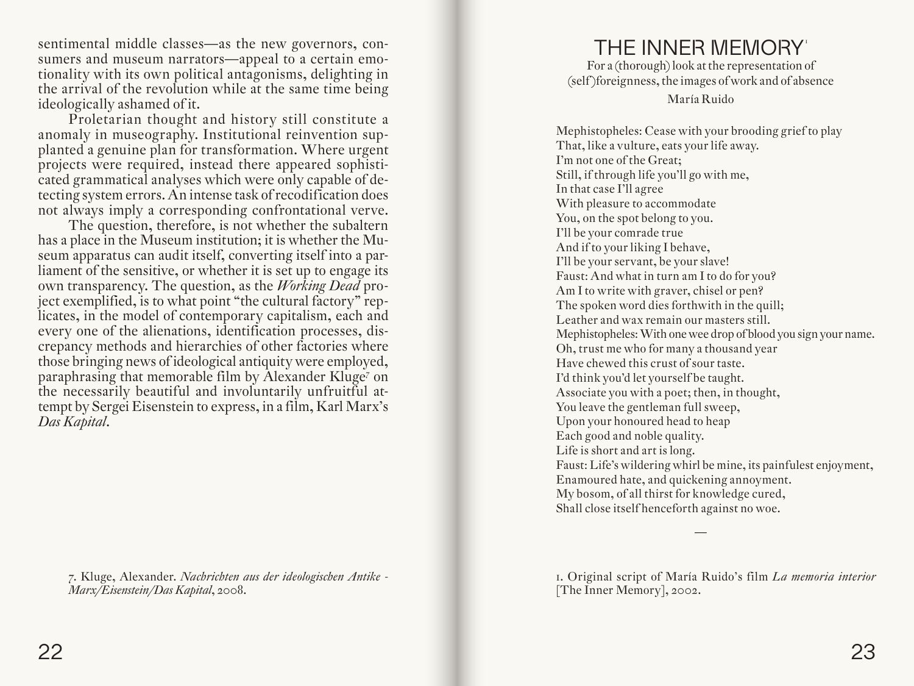sentimental middle classes—as the new governors, consumers and museum narrators—appeal to a certain emotionality with its own political antagonisms, delighting in the arrival of the revolution while at the same time being ideologically ashamed of it.

Proletarian thought and history still constitute a anomaly in museography. Institutional reinvention supplanted a genuine plan for transformation. Where urgent projects were required, instead there appeared sophisticated grammatical analyses which were only capable of detecting system errors. An intense task of recodification does not always imply a corresponding confrontational verve.

The question, therefore, is not whether the subaltern has a place in the Museum institution; it is whether the Museum apparatus can audit itself, converting itself into a parliament of the sensitive, or whether it is set up to engage its own transparency. The question, as the *Working Dead* project exemplified, is to what point "the cultural factory" replicates, in the model of contemporary capitalism, each and every one of the alienations, identification processes, discrepancy methods and hierarchies of other factories where those bringing news of ideological antiquity were employed, paraphrasing that memorable film by Alexander Kluge[7] on the necessarily beautiful and involuntarily unfruitful attempt by Sergei Eisenstein to express, in a film, Karl Marx's *Das Kapital*.

7. Kluge, Alexander. *Nachrichten aus der ideologischen Antike - Marx/Eisenstein/Das Kapital*, 2008.

# THE INNER MEMORY[1]

For a (thorough) look at the representation of (self)foreignness, the images of work and of absence

María Ruido

Mephistopheles: Cease with your brooding grief to play
That, like a vulture, eats your life away.
I'm not one of the Great;
Still, if through life you'll go with me,
In that case I'll agree
With pleasure to accommodate
You, on the spot belong to you.
I'll be your comrade true
And if to your liking I behave,
I'll be your servant, be your slave!
Faust: And what in turn am I to do for you?
Am I to write with graver, chisel or pen?
The spoken word dies forthwith in the quill;
Leather and wax remain our masters still.
Mephistopheles: With one wee drop of blood you sign your name.
Oh, trust me who for many a thousand year
Have chewed this crust of sour taste.
I'd think you'd let yourself be taught.
Associate you with a poet; then, in thought,
You leave the gentleman full sweep,
Upon your honoured head to heap
Each good and noble quality.
Life is short and art is long.
Faust: Life's wildering whirl be mine, its painfulest enjoyment,
Enamoured hate, and quickening annoyment.
My bosom, of all thirst for knowledge cured,
Shall close itself henceforth against no woe.

—

1. Original script of María Ruido's film *La memoria interior* [The Inner Memory], 2002.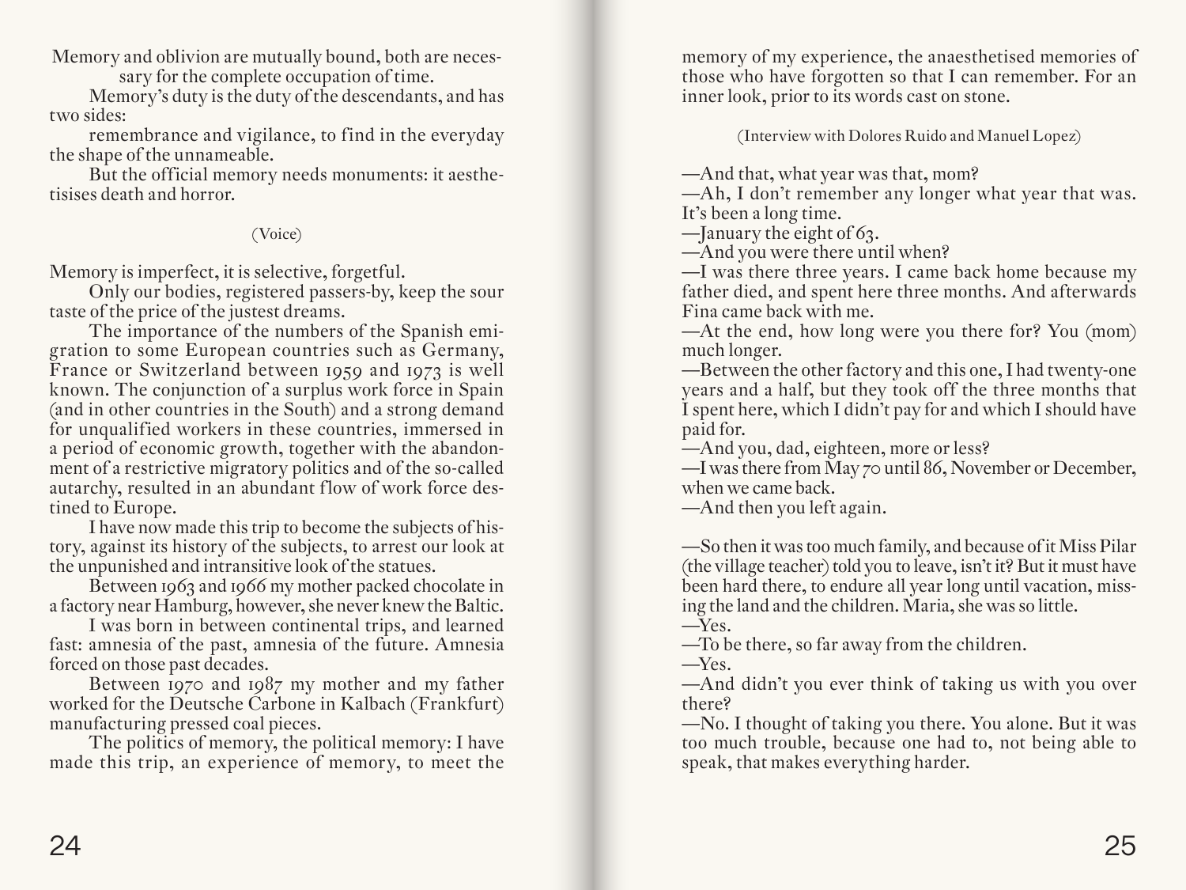Memory and oblivion are mutually bound, both are necessary for the complete occupation of time.

Memory's duty is the duty of the descendants, and has two sides:

remembrance and vigilance, to find in the everyday the shape of the unnameable.

But the official memory needs monuments: it aesthetisises death and horror.

(Voice)

Memory is imperfect, it is selective, forgetful.

Only our bodies, registered passers-by, keep the sour taste of the price of the justest dreams.

The importance of the numbers of the Spanish emigration to some European countries such as Germany, France or Switzerland between 1959 and 1973 is well known. The conjunction of a surplus work force in Spain (and in other countries in the South) and a strong demand for unqualified workers in these countries, immersed in a period of economic growth, together with the abandonment of a restrictive migratory politics and of the so-called autarchy, resulted in an abundant flow of work force destined to Europe.

I have now made this trip to become the subjects of history, against its history of the subjects, to arrest our look at the unpunished and intransitive look of the statues.

Between 1963 and 1966 my mother packed chocolate in a factory near Hamburg, however, she never knew the Baltic.

I was born in between continental trips, and learned fast: amnesia of the past, amnesia of the future. Amnesia forced on those past decades.

Between 1970 and 1987 my mother and my father worked for the Deutsche Carbone in Kalbach (Frankfurt) manufacturing pressed coal pieces.

The politics of memory, the political memory: I have made this trip, an experience of memory, to meet the memory of my experience, the anaesthetised memories of those who have forgotten so that I can remember. For an inner look, prior to its words cast on stone.

(Interview with Dolores Ruido and Manuel Lopez)

—And that, what year was that, mom?
—Ah, I don't remember any longer what year that was. It's been a long time.
—January the eight of 63.
—And you were there until when?
—I was there three years. I came back home because my father died, and spent here three months. And afterwards Fina came back with me.
—At the end, how long were you there for? You (mom) much longer.
—Between the other factory and this one, I had twenty-one years and a half, but they took off the three months that I spent here, which I didn't pay for and which I should have paid for.
—And you, dad, eighteen, more or less?
—I was there from May 70 until 86, November or December, when we came back.
—And then you left again.

—So then it was too much family, and because of it Miss Pilar (the village teacher) told you to leave, isn't it? But it must have been hard there, to endure all year long until vacation, missing the land and the children. Maria, she was so little.
—Yes.
—To be there, so far away from the children.
—Yes.
—And didn't you ever think of taking us with you over there?
—No. I thought of taking you there. You alone. But it was too much trouble, because one had to, not being able to speak, that makes everything harder.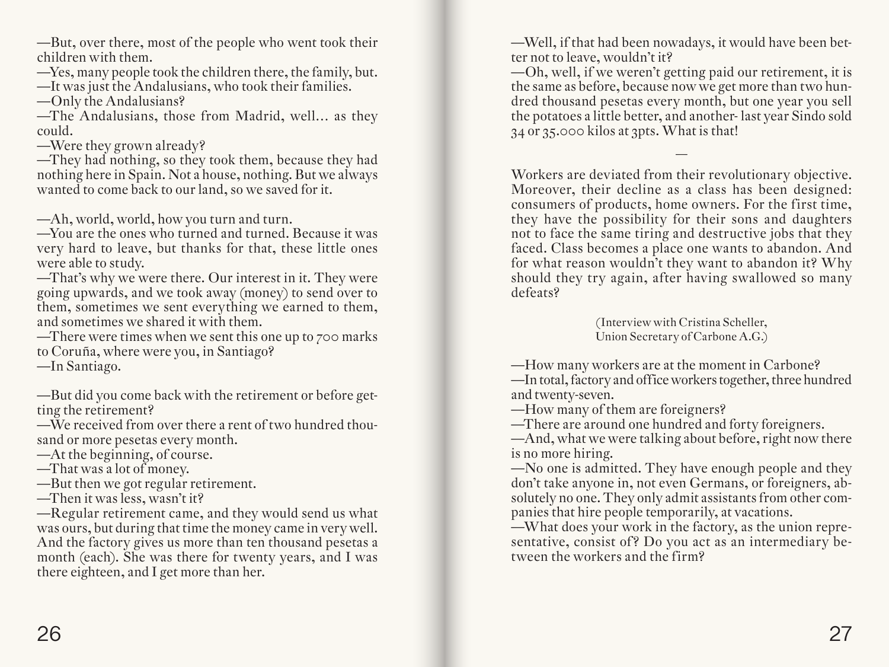—But, over there, most of the people who went took their children with them.
—Yes, many people took the children there, the family, but.
—It was just the Andalusians, who took their families.
—Only the Andalusians?
—The Andalusians, those from Madrid, well… as they could.
—Were they grown already?
—They had nothing, so they took them, because they had nothing here in Spain. Not a house, nothing. But we always wanted to come back to our land, so we saved for it.

—Ah, world, world, how you turn and turn.
—You are the ones who turned and turned. Because it was very hard to leave, but thanks for that, these little ones were able to study.
—That's why we were there. Our interest in it. They were going upwards, and we took away (money) to send over to them, sometimes we sent everything we earned to them, and sometimes we shared it with them.
—There were times when we sent this one up to 700 marks to Coruña, where were you, in Santiago?
—In Santiago.

—But did you come back with the retirement or before getting the retirement?
—We received from over there a rent of two hundred thousand or more pesetas every month.
—At the beginning, of course.
—That was a lot of money.
—But then we got regular retirement.
—Then it was less, wasn't it?
—Regular retirement came, and they would send us what was ours, but during that time the money came in very well. And the factory gives us more than ten thousand pesetas a month (each). She was there for twenty years, and I was there eighteen, and I get more than her.

—Well, if that had been nowadays, it would have been better not to leave, wouldn't it?
—Oh, well, if we weren't getting paid our retirement, it is the same as before, because now we get more than two hundred thousand pesetas every month, but one year you sell the potatoes a little better, and another- last year Sindo sold 34 or 35.000 kilos at 3pts. What is that!

—

Workers are deviated from their revolutionary objective. Moreover, their decline as a class has been designed: consumers of products, home owners. For the first time, they have the possibility for their sons and daughters not to face the same tiring and destructive jobs that they faced. Class becomes a place one wants to abandon. And for what reason wouldn't they want to abandon it? Why should they try again, after having swallowed so many defeats?

(Interview with Cristina Scheller,
Union Secretary of Carbone A.G.)

—How many workers are at the moment in Carbone?
—In total, factory and office workers together, three hundred and twenty-seven.
—How many of them are foreigners?
—There are around one hundred and forty foreigners.
—And, what we were talking about before, right now there is no more hiring.
—No one is admitted. They have enough people and they don't take anyone in, not even Germans, or foreigners, absolutely no one. They only admit assistants from other companies that hire people temporarily, at vacations.
—What does your work in the factory, as the union representative, consist of? Do you act as an intermediary between the workers and the firm?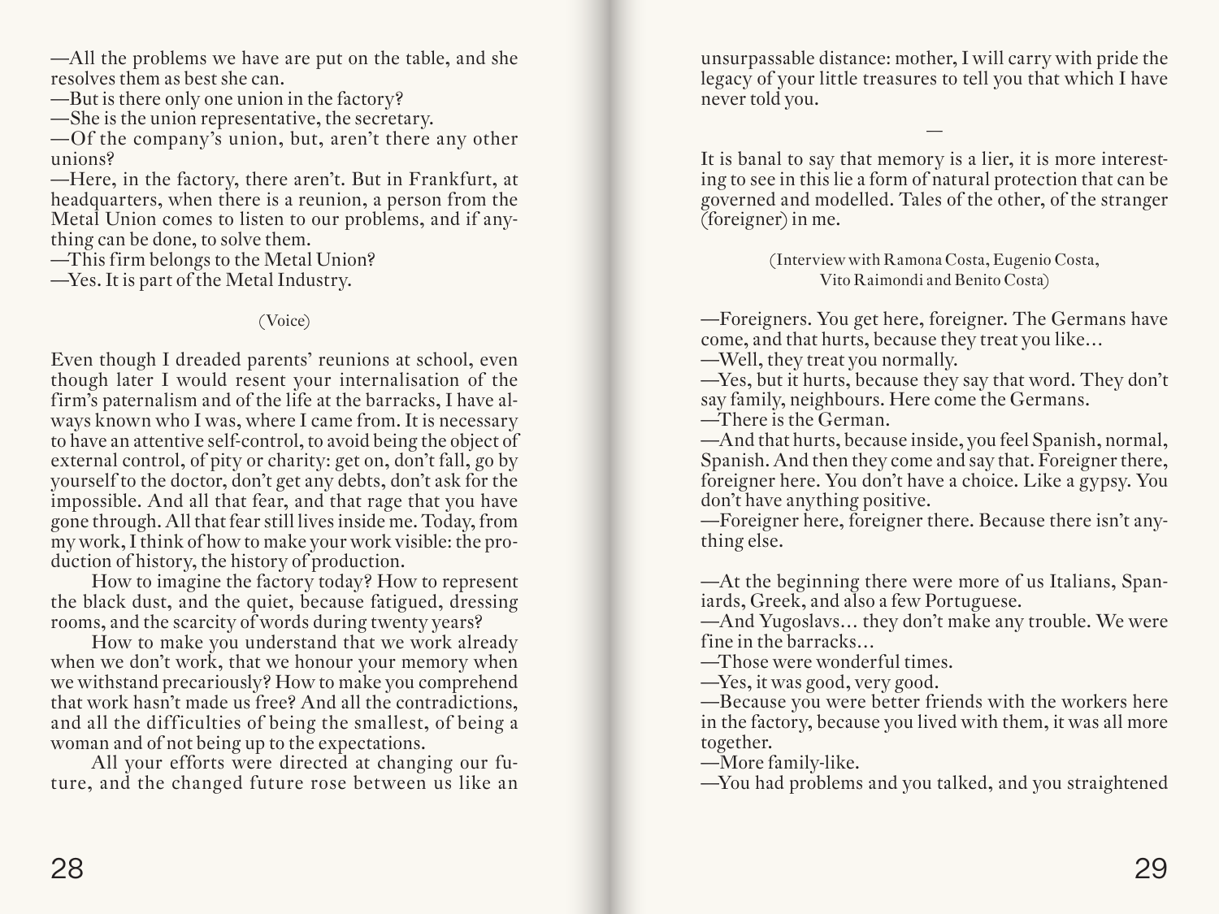—All the problems we have are put on the table, and she resolves them as best she can.
—But is there only one union in the factory?
—She is the union representative, the secretary.
—Of the company's union, but, aren't there any other unions?
—Here, in the factory, there aren't. But in Frankfurt, at headquarters, when there is a reunion, a person from the Metal Union comes to listen to our problems, and if anything can be done, to solve them.
—This firm belongs to the Metal Union?
—Yes. It is part of the Metal Industry.

(Voice)

Even though I dreaded parents' reunions at school, even though later I would resent your internalisation of the firm's paternalism and of the life at the barracks, I have always known who I was, where I came from. It is necessary to have an attentive self-control, to avoid being the object of external control, of pity or charity: get on, don't fall, go by yourself to the doctor, don't get any debts, don't ask for the impossible. And all that fear, and that rage that you have gone through. All that fear still lives inside me. Today, from my work, I think of how to make your work visible: the production of history, the history of production.

How to imagine the factory today? How to represent the black dust, and the quiet, because fatigued, dressing rooms, and the scarcity of words during twenty years?

How to make you understand that we work already when we don't work, that we honour your memory when we withstand precariously? How to make you comprehend that work hasn't made us free? And all the contradictions, and all the difficulties of being the smallest, of being a woman and of not being up to the expectations.

All your efforts were directed at changing our future, and the changed future rose between us like an unsurpassable distance: mother, I will carry with pride the legacy of your little treasures to tell you that which I have never told you.

—

It is banal to say that memory is a lier, it is more interesting to see in this lie a form of natural protection that can be governed and modelled. Tales of the other, of the stranger (foreigner) in me.

(Interview with Ramona Costa, Eugenio Costa, Vito Raimondi and Benito Costa)

—Foreigners. You get here, foreigner. The Germans have come, and that hurts, because they treat you like…
—Well, they treat you normally.
—Yes, but it hurts, because they say that word. They don't say family, neighbours. Here come the Germans.
—There is the German.
—And that hurts, because inside, you feel Spanish, normal, Spanish. And then they come and say that. Foreigner there, foreigner here. You don't have a choice. Like a gypsy. You don't have anything positive.
—Foreigner here, foreigner there. Because there isn't anything else.

—At the beginning there were more of us Italians, Spaniards, Greek, and also a few Portuguese.
—And Yugoslavs… they don't make any trouble. We were fine in the barracks…
—Those were wonderful times.
—Yes, it was good, very good.
—Because you were better friends with the workers here in the factory, because you lived with them, it was all more together.
—More family-like.
—You had problems and you talked, and you straightened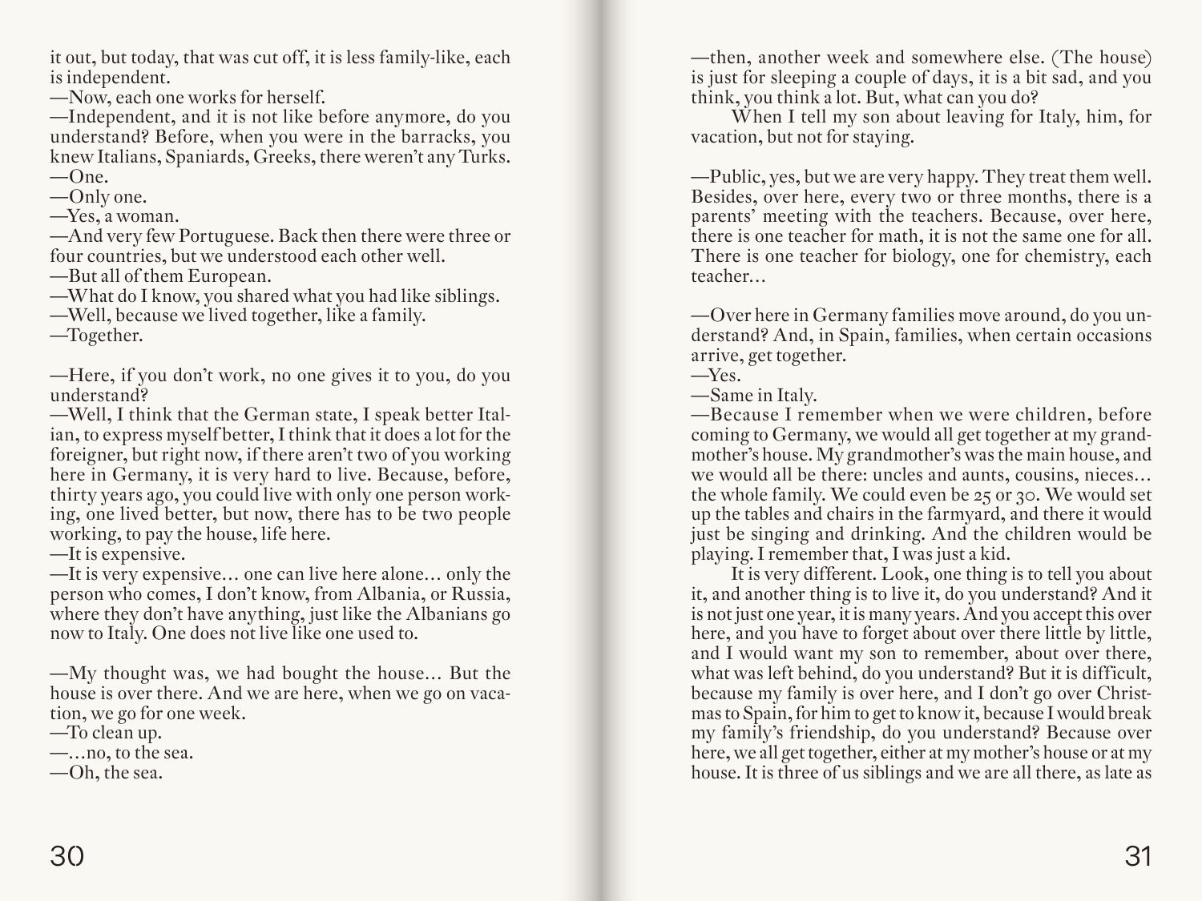it out, but today, that was cut off, it is less family-like, each is independent.

—Now, each one works for herself.

—Independent, and it is not like before anymore, do you understand? Before, when you were in the barracks, you knew Italians, Spaniards, Greeks, there weren't any Turks.

—One.

—Only one.

—Yes, a woman.

—And very few Portuguese. Back then there were three or four countries, but we understood each other well.

—But all of them European.

—What do I know, you shared what you had like siblings.

—Well, because we lived together, like a family.

—Together.

—Here, if you don't work, no one gives it to you, do you understand?

—Well, I think that the German state, I speak better Italian, to express myself better, I think that it does a lot for the foreigner, but right now, if there aren't two of you working here in Germany, it is very hard to live. Because, before, thirty years ago, you could live with only one person working, one lived better, but now, there has to be two people working, to pay the house, life here.

—It is expensive.

—It is very expensive… one can live here alone… only the person who comes, I don't know, from Albania, or Russia, where they don't have anything, just like the Albanians go now to Italy. One does not live like one used to.

—My thought was, we had bought the house… But the house is over there. And we are here, when we go on vacation, we go for one week.

—To clean up.

—…no, to the sea.

—Oh, the sea.

—then, another week and somewhere else. (The house) is just for sleeping a couple of days, it is a bit sad, and you think, you think a lot. But, what can you do?

When I tell my son about leaving for Italy, him, for vacation, but not for staying.

—Public, yes, but we are very happy. They treat them well. Besides, over here, every two or three months, there is a parents' meeting with the teachers. Because, over here, there is one teacher for math, it is not the same one for all. There is one teacher for biology, one for chemistry, each teacher…

—Over here in Germany families move around, do you understand? And, in Spain, families, when certain occasions arrive, get together.

—Yes.

—Same in Italy.

—Because I remember when we were children, before coming to Germany, we would all get together at my grandmother's house. My grandmother's was the main house, and we would all be there: uncles and aunts, cousins, nieces… the whole family. We could even be 25 or 30. We would set up the tables and chairs in the farmyard, and there it would just be singing and drinking. And the children would be playing. I remember that, I was just a kid.

It is very different. Look, one thing is to tell you about it, and another thing is to live it, do you understand? And it is not just one year, it is many years. And you accept this over here, and you have to forget about over there little by little, and I would want my son to remember, about over there, what was left behind, do you understand? But it is difficult, because my family is over here, and I don't go over Christmas to Spain, for him to get to know it, because I would break my family's friendship, do you understand? Because over here, we all get together, either at my mother's house or at my house. It is three of us siblings and we are all there, as late as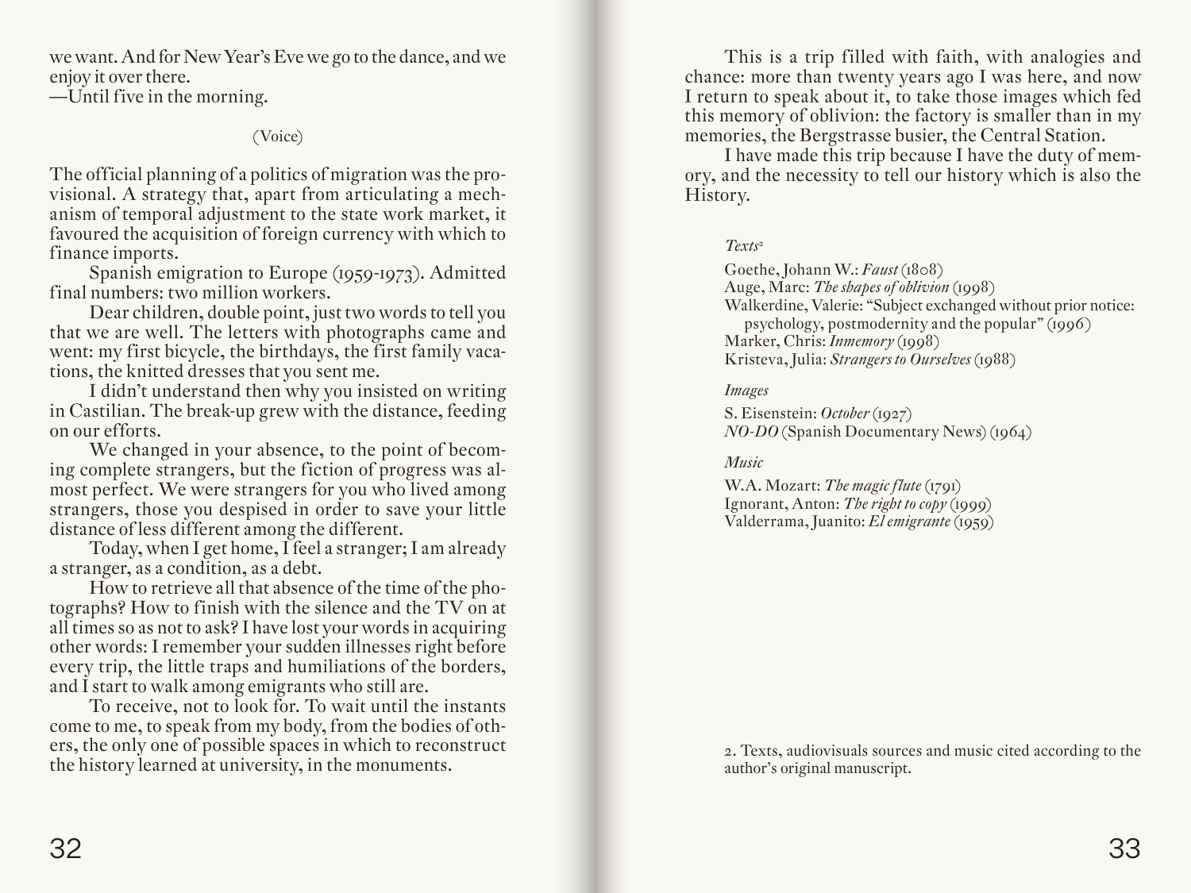we want. And for New Year's Eve we go to the dance, and we enjoy it over there.
—Until five in the morning.

(Voice)

The official planning of a politics of migration was the provisional. A strategy that, apart from articulating a mechanism of temporal adjustment to the state work market, it favoured the acquisition of foreign currency with which to finance imports.

Spanish emigration to Europe (1959-1973). Admitted final numbers: two million workers.

Dear children, double point, just two words to tell you that we are well. The letters with photographs came and went: my first bicycle, the birthdays, the first family vacations, the knitted dresses that you sent me.

I didn't understand then why you insisted on writing in Castilian. The break-up grew with the distance, feeding on our efforts.

We changed in your absence, to the point of becoming complete strangers, but the fiction of progress was almost perfect. We were strangers for you who lived among strangers, those you despised in order to save your little distance of less different among the different.

Today, when I get home, I feel a stranger; I am already a stranger, as a condition, as a debt.

How to retrieve all that absence of the time of the photographs? How to finish with the silence and the TV on at all times so as not to ask? I have lost your words in acquiring other words: I remember your sudden illnesses right before every trip, the little traps and humiliations of the borders, and I start to walk among emigrants who still are.

To receive, not to look for. To wait until the instants come to me, to speak from my body, from the bodies of others, the only one of possible spaces in which to reconstruct the history learned at university, in the monuments.

This is a trip filled with faith, with analogies and chance: more than twenty years ago I was here, and now I return to speak about it, to take those images which fed this memory of oblivion: the factory is smaller than in my memories, the Bergstrasse busier, the Central Station.

I have made this trip because I have the duty of memory, and the necessity to tell our history which is also the History.

*Texts*[2]

Goethe, Johann W.: *Faust* (1808)
Auge, Marc: *The shapes of oblivion* (1998)
Walkerdine, Valerie: "Subject exchanged without prior notice: psychology, postmodernity and the popular" (1996)
Marker, Chris: *Inmemory* (1998)
Kristeva, Julia: *Strangers to Ourselves* (1988)

*Images*

S. Eisenstein: *October* (1927)
*NO-DO* (Spanish Documentary News) (1964)

*Music*

W.A. Mozart: *The magic flute* (1791)
Ignorant, Anton: *The right to copy* (1999)
Valderrama, Juanito: *El emigrante* (1959)

2. Texts, audiovisuals sources and music cited according to the author's original manuscript.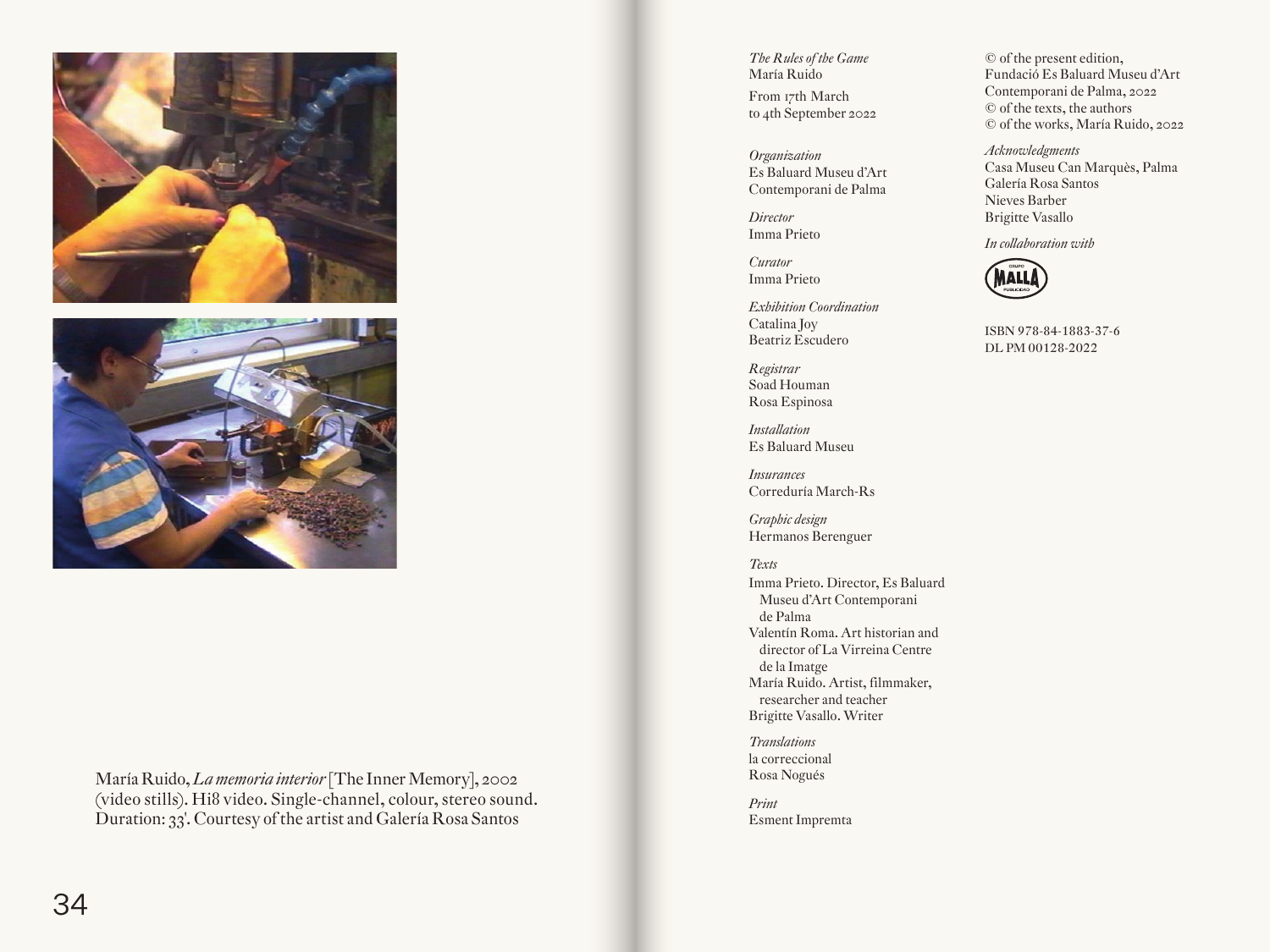María Ruido, *La memoria interior* [The Inner Memory], 2002 (video stills). Hi8 video. Single-channel, colour, stereo sound. Duration: 33'. Courtesy of the artist and Galería Rosa Santos

*The Rules of the Game*
María Ruido

From 17th March
to 4th September 2022

*Organization*
Es Baluard Museu d'Art
Contemporani de Palma

*Director*
Imma Prieto

*Curator*
Imma Prieto

*Exhibition Coordination*
Catalina Joy
Beatriz Escudero

*Registrar*
Soad Houman
Rosa Espinosa

*Installation*
Es Baluard Museu

*Insurances*
Correduría March-Rs

*Graphic design*
Hermanos Berenguer

*Texts*
Imma Prieto. Director, Es Baluard Museu d'Art Contemporani de Palma
Valentín Roma. Art historian and director of La Virreina Centre de la Imatge
María Ruido. Artist, filmmaker, researcher and teacher
Brigitte Vasallo. Writer

*Translations*
la correccional
Rosa Nogués

*Print*
Esment Impremta

© of the present edition, Fundació Es Baluard Museu d'Art Contemporani de Palma, 2022
© of the texts, the authors
© of the works, María Ruido, 2022

*Acknowledgments*
Casa Museu Can Marquès, Palma
Galería Rosa Santos
Nieves Barber
Brigitte Vasallo

*In collaboration with*

Grupo Malla Publicidad

ISBN 978-84-1883-37-6
DL PM 00128-2022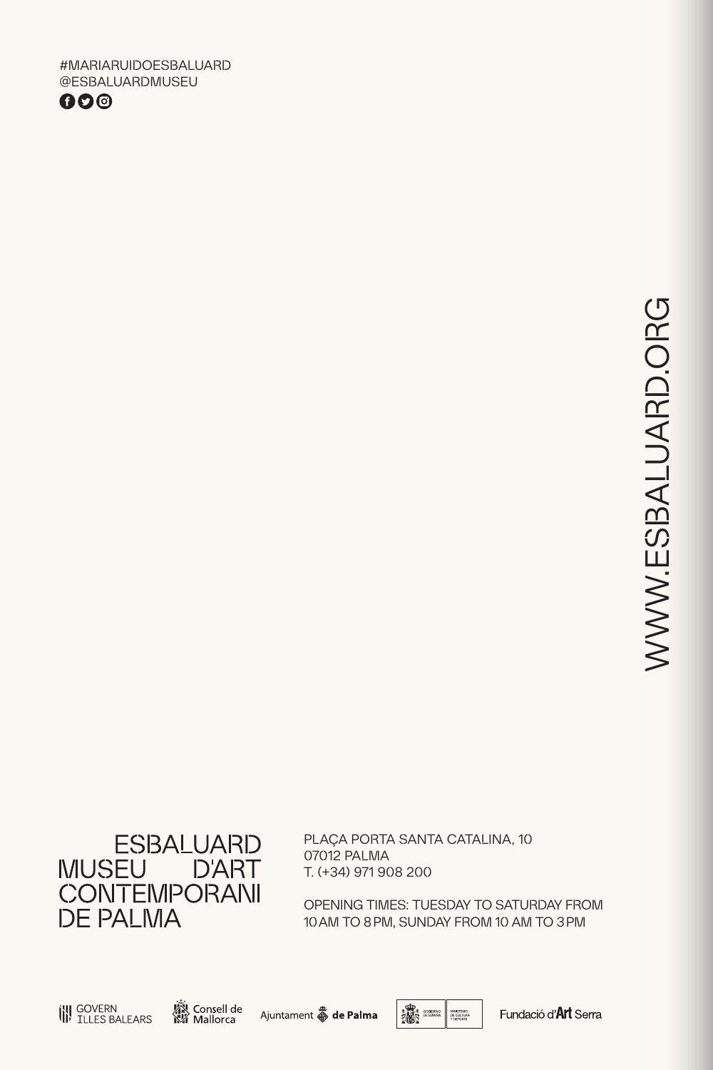#MARIARUIDOESBALUARD
@ESBALUARDMUSEU

WWW.ESBALUARD.ORG

ESBALUARD
MUSEU D'ART
CONTEMPORANI
DE PALMA

PLAÇA PORTA SANTA CATALINA, 10
07012 PALMA
T. (+34) 971 908 200

OPENING TIMES: TUESDAY TO SATURDAY FROM 10 AM TO 8 PM, SUNDAY FROM 10 AM TO 3 PM

GOVERN ILLES BALEARS · Consell de Mallorca · Ajuntament de Palma · Gobierno de España, Ministerio de Cultura y Deporte · Fundació d'Art Serra